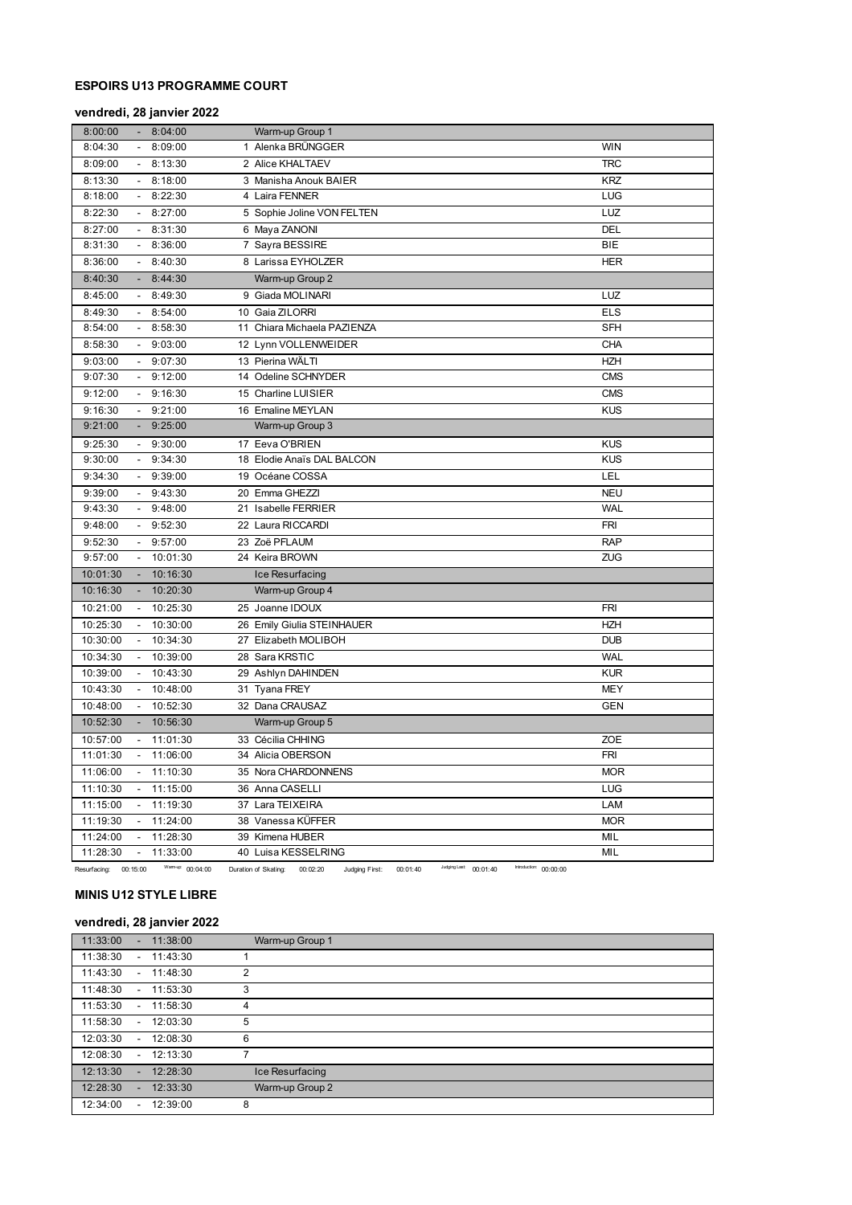**ESPOIRS U13 PROGRAMME COURT**

**vendredi, 28 janvier 2022**

| Start | | End | No. | Name | Club |
|---|---|---|---|---|---|
| 8:00:00 | - | 8:04:00 | | Warm-up Group 1 | |
| 8:04:30 | - | 8:09:00 | 1 | Alenka BRÜNGGER | WIN |
| 8:09:00 | - | 8:13:30 | 2 | Alice KHALTAEV | TRC |
| 8:13:30 | - | 8:18:00 | 3 | Manisha Anouk BAIER | KRZ |
| 8:18:00 | - | 8:22:30 | 4 | Laira FENNER | LUG |
| 8:22:30 | - | 8:27:00 | 5 | Sophie Joline VON FELTEN | LUZ |
| 8:27:00 | - | 8:31:30 | 6 | Maya ZANONI | DEL |
| 8:31:30 | - | 8:36:00 | 7 | Sayra BESSIRE | BIE |
| 8:36:00 | - | 8:40:30 | 8 | Larissa EYHOLZER | HER |
| 8:40:30 | - | 8:44:30 | | Warm-up Group 2 | |
| 8:45:00 | - | 8:49:30 | 9 | Giada MOLINARI | LUZ |
| 8:49:30 | - | 8:54:00 | 10 | Gaia ZILORRI | ELS |
| 8:54:00 | - | 8:58:30 | 11 | Chiara Michaela PAZIENZA | SFH |
| 8:58:30 | - | 9:03:00 | 12 | Lynn VOLLENWEIDER | CHA |
| 9:03:00 | - | 9:07:30 | 13 | Pierina WÄLTI | HZH |
| 9:07:30 | - | 9:12:00 | 14 | Odeline SCHNYDER | CMS |
| 9:12:00 | - | 9:16:30 | 15 | Charline LUISIER | CMS |
| 9:16:30 | - | 9:21:00 | 16 | Emaline MEYLAN | KUS |
| 9:21:00 | - | 9:25:00 | | Warm-up Group 3 | |
| 9:25:30 | - | 9:30:00 | 17 | Eeva O'BRIEN | KUS |
| 9:30:00 | - | 9:34:30 | 18 | Elodie Anaïs DAL BALCON | KUS |
| 9:34:30 | - | 9:39:00 | 19 | Océane COSSA | LEL |
| 9:39:00 | - | 9:43:30 | 20 | Emma GHEZZI | NEU |
| 9:43:30 | - | 9:48:00 | 21 | Isabelle FERRIER | WAL |
| 9:48:00 | - | 9:52:30 | 22 | Laura RICCARDI | FRI |
| 9:52:30 | - | 9:57:00 | 23 | Zoë PFLAUM | RAP |
| 9:57:00 | - | 10:01:30 | 24 | Keira BROWN | ZUG |
| 10:01:30 | - | 10:16:30 | | Ice Resurfacing | |
| 10:16:30 | - | 10:20:30 | | Warm-up Group 4 | |
| 10:21:00 | - | 10:25:30 | 25 | Joanne IDOUX | FRI |
| 10:25:30 | - | 10:30:00 | 26 | Emily Giulia STEINHAUER | HZH |
| 10:30:00 | - | 10:34:30 | 27 | Elizabeth MOLIBOH | DUB |
| 10:34:30 | - | 10:39:00 | 28 | Sara KRSTIC | WAL |
| 10:39:00 | - | 10:43:30 | 29 | Ashlyn DAHINDEN | KUR |
| 10:43:30 | - | 10:48:00 | 31 | Tyana FREY | MEY |
| 10:48:00 | - | 10:52:30 | 32 | Dana CRAUSAZ | GEN |
| 10:52:30 | - | 10:56:30 | | Warm-up Group 5 | |
| 10:57:00 | - | 11:01:30 | 33 | Cécilia CHHING | ZOE |
| 11:01:30 | - | 11:06:00 | 34 | Alicia OBERSON | FRI |
| 11:06:00 | - | 11:10:30 | 35 | Nora CHARDONNENS | MOR |
| 11:10:30 | - | 11:15:00 | 36 | Anna CASELLI | LUG |
| 11:15:00 | - | 11:19:30 | 37 | Lara TEIXEIRA | LAM |
| 11:19:30 | - | 11:24:00 | 38 | Vanessa KÜFFER | MOR |
| 11:24:00 | - | 11:28:30 | 39 | Kimena HUBER | MIL |
| 11:28:30 | - | 11:33:00 | 40 | Luisa KESSELRING | MIL |

Resurfacing: 00:15:00 Warm-up: 00:04:00 Duration of Skating: 00:02:20 Judging First: 00:01:40 Judging Last: 00:01:40 Introduction: 00:00:00

**MINIS U12 STYLE LIBRE**

**vendredi, 28 janvier 2022**

| Start | | End | No. | Name |
|---|---|---|---|---|
| 11:33:00 | - | 11:38:00 | | Warm-up Group 1 |
| 11:38:30 | - | 11:43:30 | 1 | |
| 11:43:30 | - | 11:48:30 | 2 | |
| 11:48:30 | - | 11:53:30 | 3 | |
| 11:53:30 | - | 11:58:30 | 4 | |
| 11:58:30 | - | 12:03:30 | 5 | |
| 12:03:30 | - | 12:08:30 | 6 | |
| 12:08:30 | - | 12:13:30 | 7 | |
| 12:13:30 | - | 12:28:30 | | Ice Resurfacing |
| 12:28:30 | - | 12:33:30 | | Warm-up Group 2 |
| 12:34:00 | - | 12:39:00 | 8 | |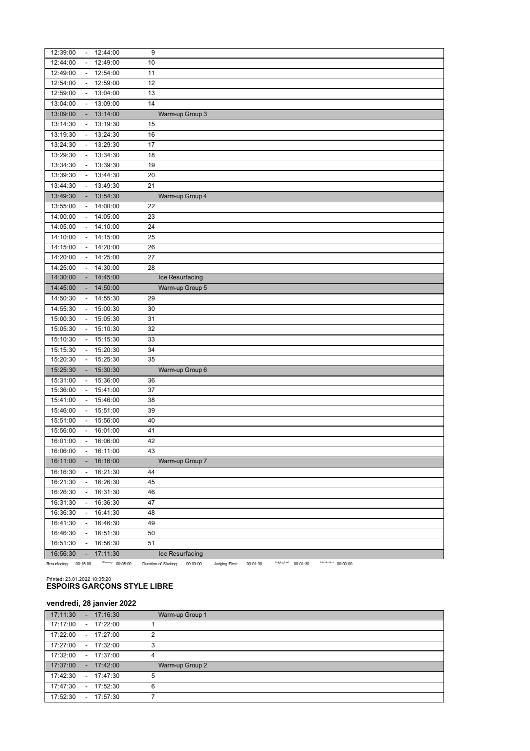| | | | |
|---|---|---|---|
| 12:39:00 | - | 12:44:00 | 9 |
| 12:44:00 | - | 12:49:00 | 10 |
| 12:49:00 | - | 12:54:00 | 11 |
| 12:54:00 | - | 12:59:00 | 12 |
| 12:59:00 | - | 13:04:00 | 13 |
| 13:04:00 | - | 13:09:00 | 14 |
| 13:09:00 | - | 13:14:00 | Warm-up Group 3 |
| 13:14:30 | - | 13:19:30 | 15 |
| 13:19:30 | - | 13:24:30 | 16 |
| 13:24:30 | - | 13:29:30 | 17 |
| 13:29:30 | - | 13:34:30 | 18 |
| 13:34:30 | - | 13:39:30 | 19 |
| 13:39:30 | - | 13:44:30 | 20 |
| 13:44:30 | - | 13:49:30 | 21 |
| 13:49:30 | - | 13:54:30 | Warm-up Group 4 |
| 13:55:00 | - | 14:00:00 | 22 |
| 14:00:00 | - | 14:05:00 | 23 |
| 14:05:00 | - | 14:10:00 | 24 |
| 14:10:00 | - | 14:15:00 | 25 |
| 14:15:00 | - | 14:20:00 | 26 |
| 14:20:00 | - | 14:25:00 | 27 |
| 14:25:00 | - | 14:30:00 | 28 |
| 14:30:00 | - | 14:45:00 | Ice Resurfacing |
| 14:45:00 | - | 14:50:00 | Warm-up Group 5 |
| 14:50:30 | - | 14:55:30 | 29 |
| 14:55:30 | - | 15:00:30 | 30 |
| 15:00:30 | - | 15:05:30 | 31 |
| 15:05:30 | - | 15:10:30 | 32 |
| 15:10:30 | - | 15:15:30 | 33 |
| 15:15:30 | - | 15:20:30 | 34 |
| 15:20:30 | - | 15:25:30 | 35 |
| 15:25:30 | - | 15:30:30 | Warm-up Group 6 |
| 15:31:00 | - | 15:36:00 | 36 |
| 15:36:00 | - | 15:41:00 | 37 |
| 15:41:00 | - | 15:46:00 | 38 |
| 15:46:00 | - | 15:51:00 | 39 |
| 15:51:00 | - | 15:56:00 | 40 |
| 15:56:00 | - | 16:01:00 | 41 |
| 16:01:00 | - | 16:06:00 | 42 |
| 16:06:00 | - | 16:11:00 | 43 |
| 16:11:00 | - | 16:16:00 | Warm-up Group 7 |
| 16:16:30 | - | 16:21:30 | 44 |
| 16:21:30 | - | 16:26:30 | 45 |
| 16:26:30 | - | 16:31:30 | 46 |
| 16:31:30 | - | 16:36:30 | 47 |
| 16:36:30 | - | 16:41:30 | 48 |
| 16:41:30 | - | 16:46:30 | 49 |
| 16:46:30 | - | 16:51:30 | 50 |
| 16:51:30 | - | 16:56:30 | 51 |
| 16:56:30 | - | 17:11:30 | Ice Resurfacing |

Resurfacing: 00:15:00 Warm-up: 00:05:00 Duration of Skating: 00:03:00 Judging First: 00:01:30 Judging Last: 00:01:30 Introduction: 00:00:00

Printed: 23.01.2022 10:35:20

## ESPOIRS GARÇONS STYLE LIBRE

### vendredi, 28 janvier 2022

| | | | |
|---|---|---|---|
| 17:11:30 | - | 17:16:30 | Warm-up Group 1 |
| 17:17:00 | - | 17:22:00 | 1 |
| 17:22:00 | - | 17:27:00 | 2 |
| 17:27:00 | - | 17:32:00 | 3 |
| 17:32:00 | - | 17:37:00 | 4 |
| 17:37:00 | - | 17:42:00 | Warm-up Group 2 |
| 17:42:30 | - | 17:47:30 | 5 |
| 17:47:30 | - | 17:52:30 | 6 |
| 17:52:30 | - | 17:57:30 | 7 |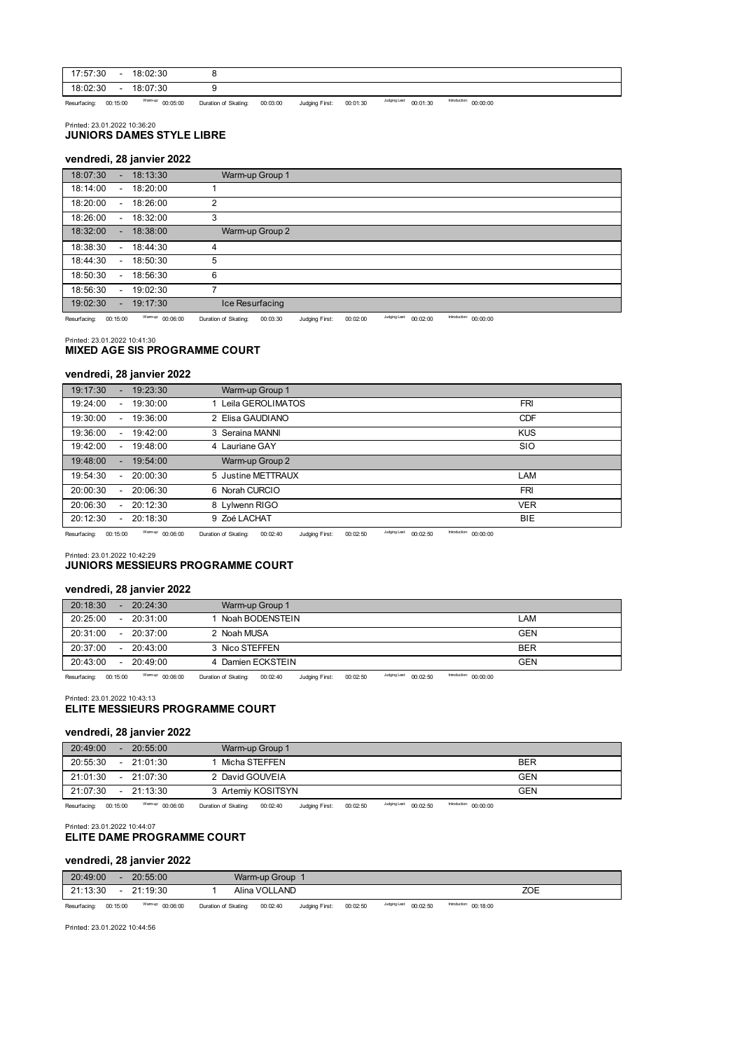| | | |
|---|---|---|
| 17:57:30 - 18:02:30 | 8 | |
| 18:02:30 - 18:07:30 | 9 | |

Resurfacing: 00:15:00 Warm-up 00:05:00 Duration of Skating: 00:03:00 Judging First: 00:01:30 Judging Last: 00:01:30 Introduction: 00:00:00

Printed: 23.01.2022 10:36:20

## JUNIORS DAMES STYLE LIBRE

### vendredi, 28 janvier 2022

| | | |
|---|---|---|
| 18:07:30 - 18:13:30 | Warm-up Group 1 | |
| 18:14:00 - 18:20:00 | 1 | |
| 18:20:00 - 18:26:00 | 2 | |
| 18:26:00 - 18:32:00 | 3 | |
| 18:32:00 - 18:38:00 | Warm-up Group 2 | |
| 18:38:30 - 18:44:30 | 4 | |
| 18:44:30 - 18:50:30 | 5 | |
| 18:50:30 - 18:56:30 | 6 | |
| 18:56:30 - 19:02:30 | 7 | |
| 19:02:30 - 19:17:30 | Ice Resurfacing | |

Resurfacing: 00:15:00 Warm-up 00:06:00 Duration of Skating: 00:03:30 Judging First: 00:02:00 Judging Last: 00:02:00 Introduction: 00:00:00

Printed: 23.01.2022 10:41:30

## MIXED AGE SIS PROGRAMME COURT

### vendredi, 28 janvier 2022

| | | |
|---|---|---|
| 19:17:30 - 19:23:30 | Warm-up Group 1 | |
| 19:24:00 - 19:30:00 | 1 Leila GEROLIMATOS | FRI |
| 19:30:00 - 19:36:00 | 2 Elisa GAUDIANO | CDF |
| 19:36:00 - 19:42:00 | 3 Seraina MANNI | KUS |
| 19:42:00 - 19:48:00 | 4 Lauriane GAY | SIO |
| 19:48:00 - 19:54:00 | Warm-up Group 2 | |
| 19:54:30 - 20:00:30 | 5 Justine METTRAUX | LAM |
| 20:00:30 - 20:06:30 | 6 Norah CURCIO | FRI |
| 20:06:30 - 20:12:30 | 8 Lylwenn RIGO | VER |
| 20:12:30 - 20:18:30 | 9 Zoé LACHAT | BIE |

Resurfacing: 00:15:00 Warm-up 00:06:00 Duration of Skating: 00:02:40 Judging First: 00:02:50 Judging Last: 00:02:50 Introduction: 00:00:00

Printed: 23.01.2022 10:42:29

## JUNIORS MESSIEURS PROGRAMME COURT

### vendredi, 28 janvier 2022

| | | |
|---|---|---|
| 20:18:30 - 20:24:30 | Warm-up Group 1 | |
| 20:25:00 - 20:31:00 | 1 Noah BODENSTEIN | LAM |
| 20:31:00 - 20:37:00 | 2 Noah MUSA | GEN |
| 20:37:00 - 20:43:00 | 3 Nico STEFFEN | BER |
| 20:43:00 - 20:49:00 | 4 Damien ECKSTEIN | GEN |

Resurfacing: 00:15:00 Warm-up 00:06:00 Duration of Skating: 00:02:40 Judging First: 00:02:50 Judging Last: 00:02:50 Introduction: 00:00:00

Printed: 23.01.2022 10:43:13

## ELITE MESSIEURS PROGRAMME COURT

### vendredi, 28 janvier 2022

| | | |
|---|---|---|
| 20:49:00 - 20:55:00 | Warm-up Group 1 | |
| 20:55:30 - 21:01:30 | 1 Micha STEFFEN | BER |
| 21:01:30 - 21:07:30 | 2 David GOUVEIA | GEN |
| 21:07:30 - 21:13:30 | 3 Artemiy KOSITSYN | GEN |

Resurfacing: 00:15:00 Warm-up 00:06:00 Duration of Skating: 00:02:40 Judging First: 00:02:50 Judging Last: 00:02:50 Introduction: 00:00:00

Printed: 23.01.2022 10:44:07

## ELITE DAME PROGRAMME COURT

### vendredi, 28 janvier 2022

| | | |
|---|---|---|
| 20:49:00 - 20:55:00 | Warm-up Group 1 | |
| 21:13:30 - 21:19:30 | 1 Alina VOLLAND | ZOE |

Resurfacing: 00:15:00 Warm-up 00:06:00 Duration of Skating: 00:02:40 Judging First: 00:02:50 Judging Last: 00:02:50 Introduction: 00:18:00

Printed: 23.01.2022 10:44:56